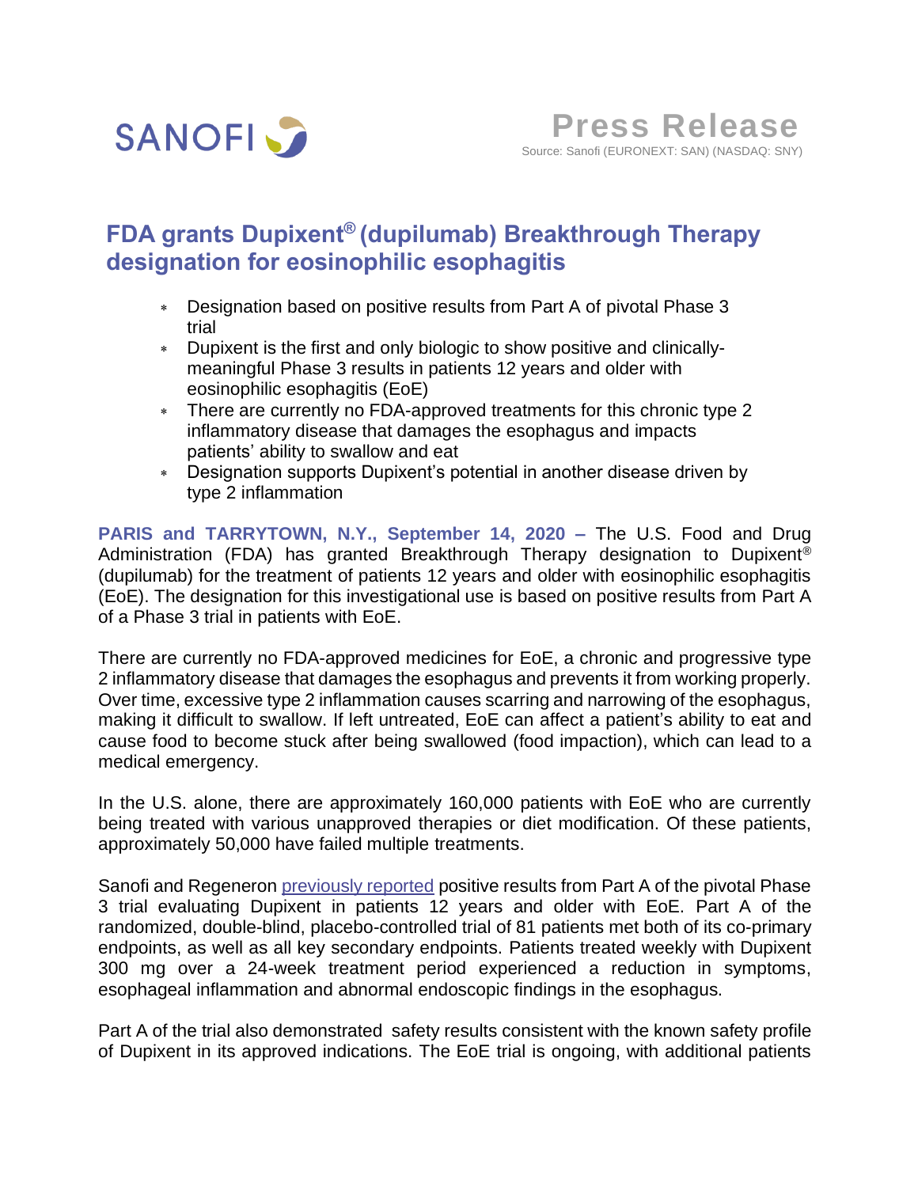SANOFI

**Press Release**

Source: Sanofi (EURONEXT: SAN) (NASDAQ: SNY)

# FDA grants Dupixent® (dupilumab) Breakthrough Therapy designation for eosinophilic esophagitis

* Designation based on positive results from Part A of pivotal Phase 3 trial
* Dupixent is the first and only biologic to show positive and clinically-meaningful Phase 3 results in patients 12 years and older with eosinophilic esophagitis (EoE)
* There are currently no FDA-approved treatments for this chronic type 2 inflammatory disease that damages the esophagus and impacts patients' ability to swallow and eat
* Designation supports Dupixent's potential in another disease driven by type 2 inflammation

**PARIS and TARRYTOWN, N.Y., September 14, 2020 –** The U.S. Food and Drug Administration (FDA) has granted Breakthrough Therapy designation to Dupixent® (dupilumab) for the treatment of patients 12 years and older with eosinophilic esophagitis (EoE). The designation for this investigational use is based on positive results from Part A of a Phase 3 trial in patients with EoE.

There are currently no FDA-approved medicines for EoE, a chronic and progressive type 2 inflammatory disease that damages the esophagus and prevents it from working properly. Over time, excessive type 2 inflammation causes scarring and narrowing of the esophagus, making it difficult to swallow. If left untreated, EoE can affect a patient's ability to eat and cause food to become stuck after being swallowed (food impaction), which can lead to a medical emergency.

In the U.S. alone, there are approximately 160,000 patients with EoE who are currently being treated with various unapproved therapies or diet modification. Of these patients, approximately 50,000 have failed multiple treatments.

Sanofi and Regeneron previously reported positive results from Part A of the pivotal Phase 3 trial evaluating Dupixent in patients 12 years and older with EoE. Part A of the randomized, double-blind, placebo-controlled trial of 81 patients met both of its co-primary endpoints, as well as all key secondary endpoints. Patients treated weekly with Dupixent 300 mg over a 24-week treatment period experienced a reduction in symptoms, esophageal inflammation and abnormal endoscopic findings in the esophagus.

Part A of the trial also demonstrated safety results consistent with the known safety profile of Dupixent in its approved indications. The EoE trial is ongoing, with additional patients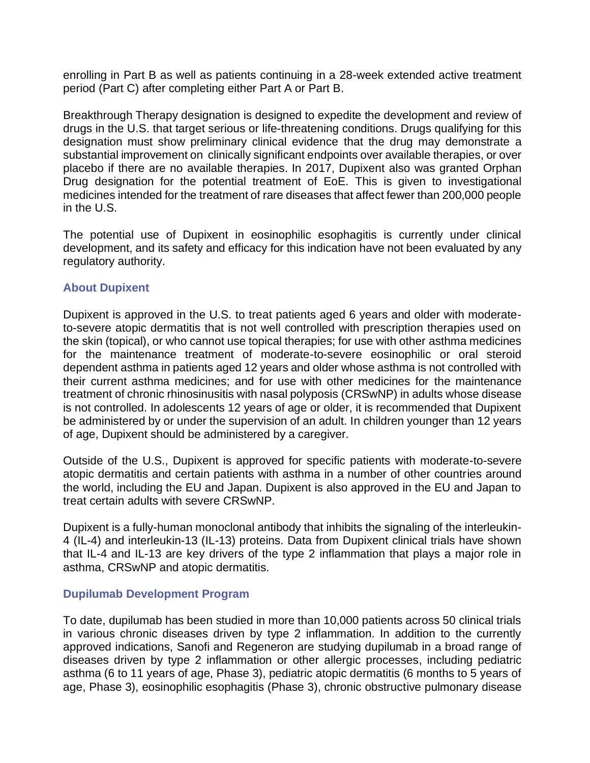enrolling in Part B as well as patients continuing in a 28-week extended active treatment period (Part C) after completing either Part A or Part B.

Breakthrough Therapy designation is designed to expedite the development and review of drugs in the U.S. that target serious or life-threatening conditions. Drugs qualifying for this designation must show preliminary clinical evidence that the drug may demonstrate a substantial improvement on clinically significant endpoints over available therapies, or over placebo if there are no available therapies. In 2017, Dupixent also was granted Orphan Drug designation for the potential treatment of EoE. This is given to investigational medicines intended for the treatment of rare diseases that affect fewer than 200,000 people in the U.S.

The potential use of Dupixent in eosinophilic esophagitis is currently under clinical development, and its safety and efficacy for this indication have not been evaluated by any regulatory authority.

## About Dupixent

Dupixent is approved in the U.S. to treat patients aged 6 years and older with moderate-to-severe atopic dermatitis that is not well controlled with prescription therapies used on the skin (topical), or who cannot use topical therapies; for use with other asthma medicines for the maintenance treatment of moderate-to-severe eosinophilic or oral steroid dependent asthma in patients aged 12 years and older whose asthma is not controlled with their current asthma medicines; and for use with other medicines for the maintenance treatment of chronic rhinosinusitis with nasal polyposis (CRSwNP) in adults whose disease is not controlled. In adolescents 12 years of age or older, it is recommended that Dupixent be administered by or under the supervision of an adult. In children younger than 12 years of age, Dupixent should be administered by a caregiver.

Outside of the U.S., Dupixent is approved for specific patients with moderate-to-severe atopic dermatitis and certain patients with asthma in a number of other countries around the world, including the EU and Japan. Dupixent is also approved in the EU and Japan to treat certain adults with severe CRSwNP.

Dupixent is a fully-human monoclonal antibody that inhibits the signaling of the interleukin-4 (IL-4) and interleukin-13 (IL-13) proteins. Data from Dupixent clinical trials have shown that IL-4 and IL-13 are key drivers of the type 2 inflammation that plays a major role in asthma, CRSwNP and atopic dermatitis.

## Dupilumab Development Program

To date, dupilumab has been studied in more than 10,000 patients across 50 clinical trials in various chronic diseases driven by type 2 inflammation. In addition to the currently approved indications, Sanofi and Regeneron are studying dupilumab in a broad range of diseases driven by type 2 inflammation or other allergic processes, including pediatric asthma (6 to 11 years of age, Phase 3), pediatric atopic dermatitis (6 months to 5 years of age, Phase 3), eosinophilic esophagitis (Phase 3), chronic obstructive pulmonary disease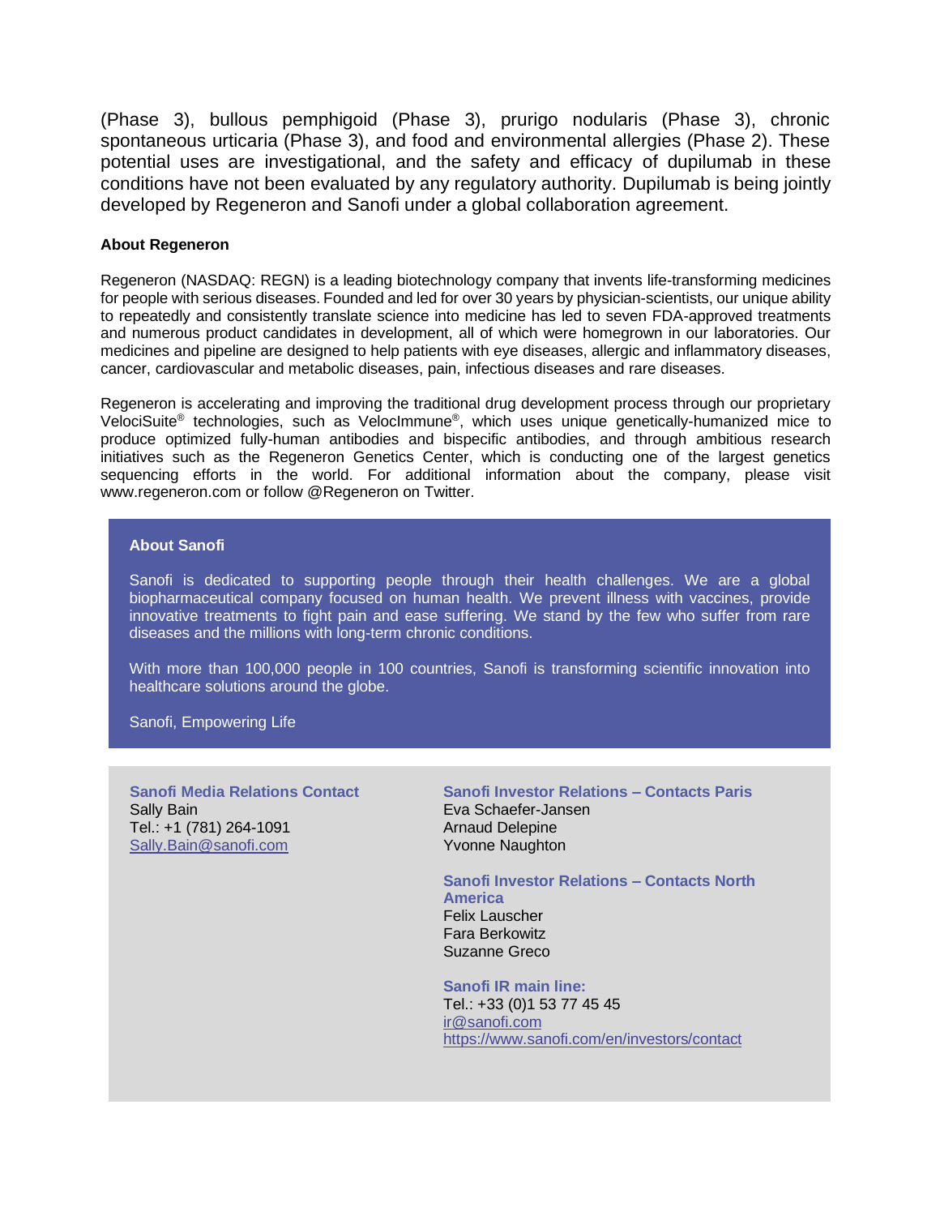(Phase 3), bullous pemphigoid (Phase 3), prurigo nodularis (Phase 3), chronic spontaneous urticaria (Phase 3), and food and environmental allergies (Phase 2). These potential uses are investigational, and the safety and efficacy of dupilumab in these conditions have not been evaluated by any regulatory authority. Dupilumab is being jointly developed by Regeneron and Sanofi under a global collaboration agreement.

**About Regeneron**

Regeneron (NASDAQ: REGN) is a leading biotechnology company that invents life-transforming medicines for people with serious diseases. Founded and led for over 30 years by physician-scientists, our unique ability to repeatedly and consistently translate science into medicine has led to seven FDA-approved treatments and numerous product candidates in development, all of which were homegrown in our laboratories. Our medicines and pipeline are designed to help patients with eye diseases, allergic and inflammatory diseases, cancer, cardiovascular and metabolic diseases, pain, infectious diseases and rare diseases.

Regeneron is accelerating and improving the traditional drug development process through our proprietary VelociSuite® technologies, such as VelocImmune®, which uses unique genetically-humanized mice to produce optimized fully-human antibodies and bispecific antibodies, and through ambitious research initiatives such as the Regeneron Genetics Center, which is conducting one of the largest genetics sequencing efforts in the world. For additional information about the company, please visit www.regeneron.com or follow @Regeneron on Twitter.

**About Sanofi**

Sanofi is dedicated to supporting people through their health challenges. We are a global biopharmaceutical company focused on human health. We prevent illness with vaccines, provide innovative treatments to fight pain and ease suffering. We stand by the few who suffer from rare diseases and the millions with long-term chronic conditions.

With more than 100,000 people in 100 countries, Sanofi is transforming scientific innovation into healthcare solutions around the globe.

Sanofi, Empowering Life

**Sanofi Media Relations Contact**
Sally Bain
Tel.: +1 (781) 264-1091
Sally.Bain@sanofi.com

**Sanofi Investor Relations – Contacts Paris**
Eva Schaefer-Jansen
Arnaud Delepine
Yvonne Naughton

**Sanofi Investor Relations – Contacts North America**
Felix Lauscher
Fara Berkowitz
Suzanne Greco

**Sanofi IR main line:**
Tel.: +33 (0)1 53 77 45 45
ir@sanofi.com
https://www.sanofi.com/en/investors/contact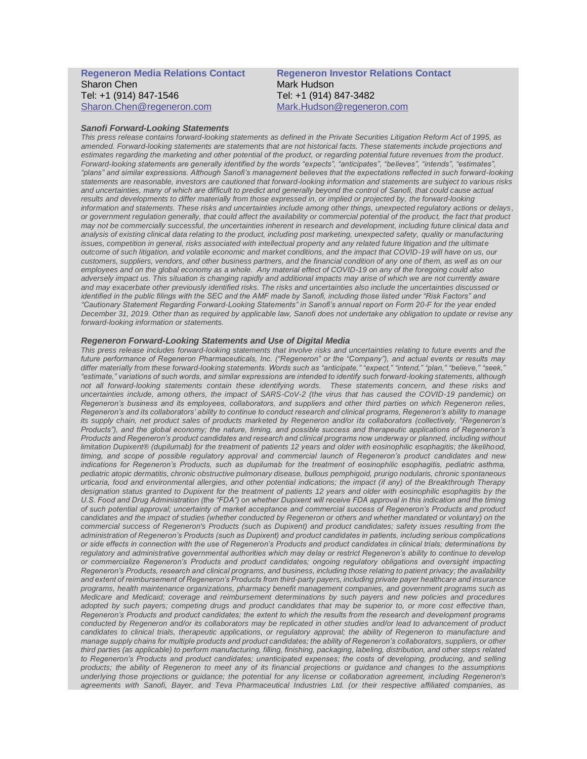**Regeneron Media Relations Contact**
Sharon Chen
Tel: +1 (914) 847-1546
Sharon.Chen@regeneron.com

**Regeneron Investor Relations Contact**
Mark Hudson
Tel: +1 (914) 847-3482
Mark.Hudson@regeneron.com

***Sanofi Forward-Looking Statements***

*This press release contains forward-looking statements as defined in the Private Securities Litigation Reform Act of 1995, as amended. Forward-looking statements are statements that are not historical facts. These statements include projections and estimates regarding the marketing and other potential of the product, or regarding potential future revenues from the product. Forward-looking statements are generally identified by the words "expects", "anticipates", "believes", "intends", "estimates", "plans" and similar expressions. Although Sanofi's management believes that the expectations reflected in such forward-looking statements are reasonable, investors are cautioned that forward-looking information and statements are subject to various risks and uncertainties, many of which are difficult to predict and generally beyond the control of Sanofi, that could cause actual results and developments to differ materially from those expressed in, or implied or projected by, the forward-looking information and statements. These risks and uncertainties include among other things, unexpected regulatory actions or delays, or government regulation generally, that could affect the availability or commercial potential of the product, the fact that product may not be commercially successful, the uncertainties inherent in research and development, including future clinical data and analysis of existing clinical data relating to the product, including post marketing, unexpected safety, quality or manufacturing issues, competition in general, risks associated with intellectual property and any related future litigation and the ultimate outcome of such litigation, and volatile economic and market conditions, and the impact that COVID-19 will have on us, our customers, suppliers, vendors, and other business partners, and the financial condition of any one of them, as well as on our employees and on the global economy as a whole. Any material effect of COVID-19 on any of the foregoing could also adversely impact us. This situation is changing rapidly and additional impacts may arise of which we are not currently aware and may exacerbate other previously identified risks. The risks and uncertainties also include the uncertainties discussed or identified in the public filings with the SEC and the AMF made by Sanofi, including those listed under "Risk Factors" and "Cautionary Statement Regarding Forward-Looking Statements" in Sanofi's annual report on Form 20-F for the year ended December 31, 2019. Other than as required by applicable law, Sanofi does not undertake any obligation to update or revise any forward-looking information or statements.*

***Regeneron Forward-Looking Statements and Use of Digital Media***

*This press release includes forward-looking statements that involve risks and uncertainties relating to future events and the future performance of Regeneron Pharmaceuticals, Inc. ("Regeneron" or the "Company"), and actual events or results may differ materially from these forward-looking statements. Words such as "anticipate," "expect," "intend," "plan," "believe," "seek," "estimate," variations of such words, and similar expressions are intended to identify such forward-looking statements, although not all forward-looking statements contain these identifying words. These statements concern, and these risks and uncertainties include, among others, the impact of SARS-CoV-2 (the virus that has caused the COVID-19 pandemic) on Regeneron's business and its employees, collaborators, and suppliers and other third parties on which Regeneron relies, Regeneron's and its collaborators' ability to continue to conduct research and clinical programs, Regeneron's ability to manage its supply chain, net product sales of products marketed by Regeneron and/or its collaborators (collectively, "Regeneron's Products"), and the global economy; the nature, timing, and possible success and therapeutic applications of Regeneron's Products and Regeneron's product candidates and research and clinical programs now underway or planned, including without limitation Dupixent® (dupilumab) for the treatment of patients 12 years and older with eosinophilic esophagitis; the likelihood, timing, and scope of possible regulatory approval and commercial launch of Regeneron's product candidates and new indications for Regeneron's Products, such as dupilumab for the treatment of eosinophilic esophagitis, pediatric asthma, pediatric atopic dermatitis, chronic obstructive pulmonary disease, bullous pemphigoid, prurigo nodularis, chronic spontaneous urticaria, food and environmental allergies, and other potential indications; the impact (if any) of the Breakthrough Therapy designation status granted to Dupixent for the treatment of patients 12 years and older with eosinophilic esophagitis by the U.S. Food and Drug Administration (the "FDA") on whether Dupixent will receive FDA approval in this indication and the timing of such potential approval; uncertainty of market acceptance and commercial success of Regeneron's Products and product candidates and the impact of studies (whether conducted by Regeneron or others and whether mandated or voluntary) on the commercial success of Regeneron's Products (such as Dupixent) and product candidates; safety issues resulting from the administration of Regeneron's Products (such as Dupixent) and product candidates in patients, including serious complications or side effects in connection with the use of Regeneron's Products and product candidates in clinical trials; determinations by regulatory and administrative governmental authorities which may delay or restrict Regeneron's ability to continue to develop or commercialize Regeneron's Products and product candidates; ongoing regulatory obligations and oversight impacting Regeneron's Products, research and clinical programs, and business, including those relating to patient privacy; the availability and extent of reimbursement of Regeneron's Products from third-party payers, including private payer healthcare and insurance programs, health maintenance organizations, pharmacy benefit management companies, and government programs such as Medicare and Medicaid; coverage and reimbursement determinations by such payers and new policies and procedures adopted by such payers; competing drugs and product candidates that may be superior to, or more cost effective than, Regeneron's Products and product candidates; the extent to which the results from the research and development programs conducted by Regeneron and/or its collaborators may be replicated in other studies and/or lead to advancement of product candidates to clinical trials, therapeutic applications, or regulatory approval; the ability of Regeneron to manufacture and manage supply chains for multiple products and product candidates; the ability of Regeneron's collaborators, suppliers, or other third parties (as applicable) to perform manufacturing, filling, finishing, packaging, labeling, distribution, and other steps related to Regeneron's Products and product candidates; unanticipated expenses; the costs of developing, producing, and selling products; the ability of Regeneron to meet any of its financial projections or guidance and changes to the assumptions underlying those projections or guidance; the potential for any license or collaboration agreement, including Regeneron's agreements with Sanofi, Bayer, and Teva Pharmaceutical Industries Ltd. (or their respective affiliated companies, as*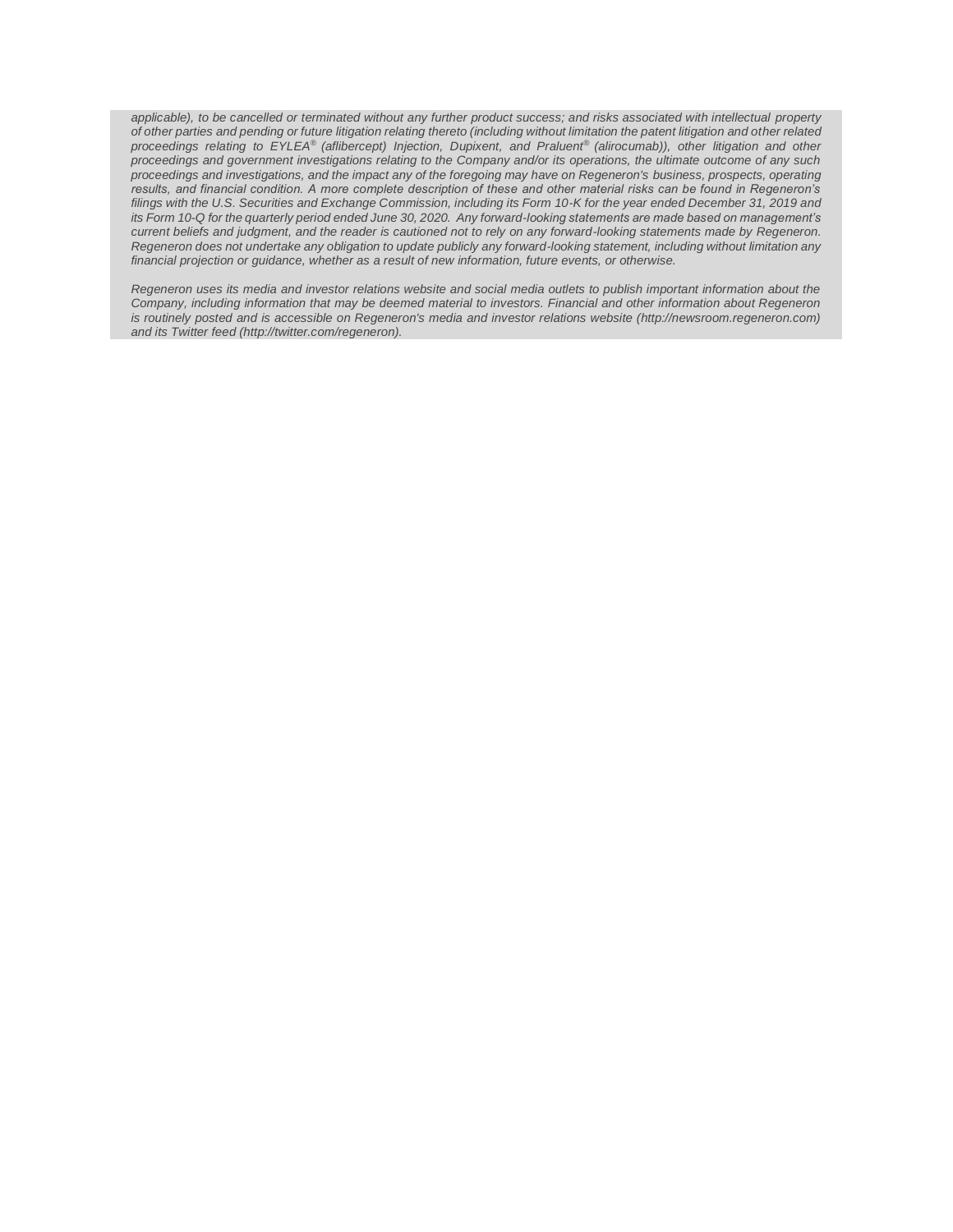*applicable), to be cancelled or terminated without any further product success; and risks associated with intellectual property of other parties and pending or future litigation relating thereto (including without limitation the patent litigation and other related proceedings relating to EYLEA® (aflibercept) Injection, Dupixent, and Praluent® (alirocumab)), other litigation and other proceedings and government investigations relating to the Company and/or its operations, the ultimate outcome of any such proceedings and investigations, and the impact any of the foregoing may have on Regeneron's business, prospects, operating results, and financial condition. A more complete description of these and other material risks can be found in Regeneron's filings with the U.S. Securities and Exchange Commission, including its Form 10-K for the year ended December 31, 2019 and its Form 10-Q for the quarterly period ended June 30, 2020. Any forward-looking statements are made based on management's current beliefs and judgment, and the reader is cautioned not to rely on any forward-looking statements made by Regeneron. Regeneron does not undertake any obligation to update publicly any forward-looking statement, including without limitation any financial projection or guidance, whether as a result of new information, future events, or otherwise.*

*Regeneron uses its media and investor relations website and social media outlets to publish important information about the Company, including information that may be deemed material to investors. Financial and other information about Regeneron is routinely posted and is accessible on Regeneron's media and investor relations website (http://newsroom.regeneron.com) and its Twitter feed (http://twitter.com/regeneron).*